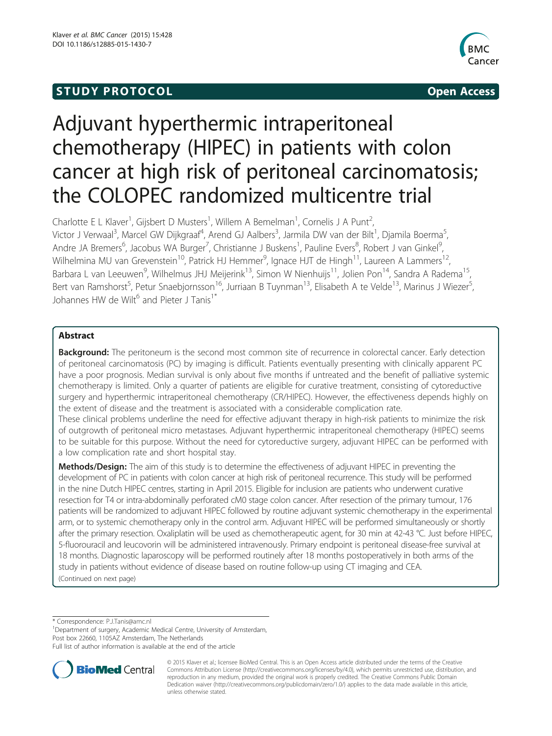STUDY PROTOCOL Open Access

# Adjuvant hyperthermic intraperitoneal chemotherapy (HIPEC) in patients with colon cancer at high risk of peritoneal carcinomatosis; the COLOPEC randomized multicentre trial

Charlotte E L Klaver[1], Gijsbert D Musters[1], Willem A Bemelman[1], Cornelis J A Punt[2], Victor J Verwaal[3], Marcel GW Dijkgraaf[4], Arend GJ Aalbers[3], Jarmila DW van der Bilt[1], Djamila Boerma[5], Andre JA Bremers[6], Jacobus WA Burger[7], Christianne J Buskens[1], Pauline Evers[8], Robert J van Ginkel[9], Wilhelmina MU van Grevenstein[10], Patrick HJ Hemmer[9], Ignace HJT de Hingh[11], Laureen A Lammers[12], Barbara L van Leeuwen[9], Wilhelmus JHJ Meijerink[13], Simon W Nienhuijs[11], Jolien Pon[14], Sandra A Radema[15], Bert van Ramshorst[5], Petur Snaebjornsson[16], Jurriaan B Tuynman[13], Elisabeth A te Velde[13], Marinus J Wiezer[5], Johannes HW de Wilt[6] and Pieter J Tanis[1*]

## Abstract

**Background:** The peritoneum is the second most common site of recurrence in colorectal cancer. Early detection of peritoneal carcinomatosis (PC) by imaging is difficult. Patients eventually presenting with clinically apparent PC have a poor prognosis. Median survival is only about five months if untreated and the benefit of palliative systemic chemotherapy is limited. Only a quarter of patients are eligible for curative treatment, consisting of cytoreductive surgery and hyperthermic intraperitoneal chemotherapy (CR/HIPEC). However, the effectiveness depends highly on the extent of disease and the treatment is associated with a considerable complication rate.

These clinical problems underline the need for effective adjuvant therapy in high-risk patients to minimize the risk of outgrowth of peritoneal micro metastases. Adjuvant hyperthermic intraperitoneal chemotherapy (HIPEC) seems to be suitable for this purpose. Without the need for cytoreductive surgery, adjuvant HIPEC can be performed with a low complication rate and short hospital stay.

**Methods/Design:** The aim of this study is to determine the effectiveness of adjuvant HIPEC in preventing the development of PC in patients with colon cancer at high risk of peritoneal recurrence. This study will be performed in the nine Dutch HIPEC centres, starting in April 2015. Eligible for inclusion are patients who underwent curative resection for T4 or intra-abdominally perforated cM0 stage colon cancer. After resection of the primary tumour, 176 patients will be randomized to adjuvant HIPEC followed by routine adjuvant systemic chemotherapy in the experimental arm, or to systemic chemotherapy only in the control arm. Adjuvant HIPEC will be performed simultaneously or shortly after the primary resection. Oxaliplatin will be used as chemotherapeutic agent, for 30 min at 42-43 °C. Just before HIPEC, 5-fluorouracil and leucovorin will be administered intravenously. Primary endpoint is peritoneal disease-free survival at 18 months. Diagnostic laparoscopy will be performed routinely after 18 months postoperatively in both arms of the study in patients without evidence of disease based on routine follow-up using CT imaging and CEA.

(Continued on next page)

\* Correspondence: P.J.Tanis@amc.nl

[1]Department of surgery, Academic Medical Centre, University of Amsterdam, Post box 22660, 1105AZ Amsterdam, The Netherlands

Full list of author information is available at the end of the article

© 2015 Klaver et al.; licensee BioMed Central. This is an Open Access article distributed under the terms of the Creative Commons Attribution License (http://creativecommons.org/licenses/by/4.0), which permits unrestricted use, distribution, and reproduction in any medium, provided the original work is properly credited. The Creative Commons Public Domain Dedication waiver (http://creativecommons.org/publicdomain/zero/1.0/) applies to the data made available in this article, unless otherwise stated.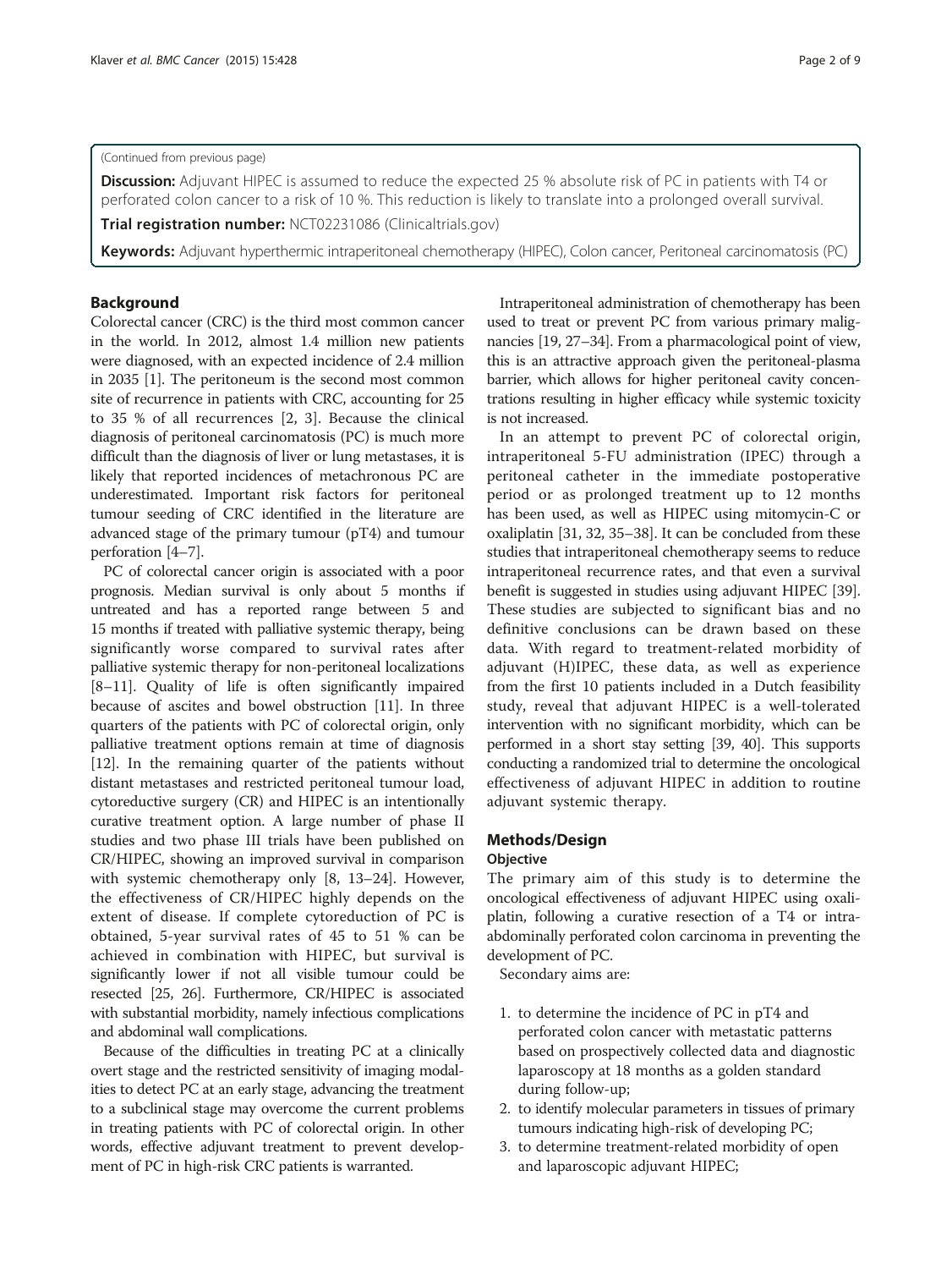(Continued from previous page)

**Discussion:** Adjuvant HIPEC is assumed to reduce the expected 25 % absolute risk of PC in patients with T4 or perforated colon cancer to a risk of 10 %. This reduction is likely to translate into a prolonged overall survival.

**Trial registration number:** NCT02231086 (Clinicaltrials.gov)

**Keywords:** Adjuvant hyperthermic intraperitoneal chemotherapy (HIPEC), Colon cancer, Peritoneal carcinomatosis (PC)

## Background

Colorectal cancer (CRC) is the third most common cancer in the world. In 2012, almost 1.4 million new patients were diagnosed, with an expected incidence of 2.4 million in 2035 [1]. The peritoneum is the second most common site of recurrence in patients with CRC, accounting for 25 to 35 % of all recurrences [2, 3]. Because the clinical diagnosis of peritoneal carcinomatosis (PC) is much more difficult than the diagnosis of liver or lung metastases, it is likely that reported incidences of metachronous PC are underestimated. Important risk factors for peritoneal tumour seeding of CRC identified in the literature are advanced stage of the primary tumour (pT4) and tumour perforation [4–7].

PC of colorectal cancer origin is associated with a poor prognosis. Median survival is only about 5 months if untreated and has a reported range between 5 and 15 months if treated with palliative systemic therapy, being significantly worse compared to survival rates after palliative systemic therapy for non-peritoneal localizations [8–11]. Quality of life is often significantly impaired because of ascites and bowel obstruction [11]. In three quarters of the patients with PC of colorectal origin, only palliative treatment options remain at time of diagnosis [12]. In the remaining quarter of the patients without distant metastases and restricted peritoneal tumour load, cytoreductive surgery (CR) and HIPEC is an intentionally curative treatment option. A large number of phase II studies and two phase III trials have been published on CR/HIPEC, showing an improved survival in comparison with systemic chemotherapy only [8, 13–24]. However, the effectiveness of CR/HIPEC highly depends on the extent of disease. If complete cytoreduction of PC is obtained, 5-year survival rates of 45 to 51 % can be achieved in combination with HIPEC, but survival is significantly lower if not all visible tumour could be resected [25, 26]. Furthermore, CR/HIPEC is associated with substantial morbidity, namely infectious complications and abdominal wall complications.

Because of the difficulties in treating PC at a clinically overt stage and the restricted sensitivity of imaging modalities to detect PC at an early stage, advancing the treatment to a subclinical stage may overcome the current problems in treating patients with PC of colorectal origin. In other words, effective adjuvant treatment to prevent development of PC in high-risk CRC patients is warranted.

Intraperitoneal administration of chemotherapy has been used to treat or prevent PC from various primary malignancies [19, 27–34]. From a pharmacological point of view, this is an attractive approach given the peritoneal-plasma barrier, which allows for higher peritoneal cavity concentrations resulting in higher efficacy while systemic toxicity is not increased.

In an attempt to prevent PC of colorectal origin, intraperitoneal 5-FU administration (IPEC) through a peritoneal catheter in the immediate postoperative period or as prolonged treatment up to 12 months has been used, as well as HIPEC using mitomycin-C or oxaliplatin [31, 32, 35–38]. It can be concluded from these studies that intraperitoneal chemotherapy seems to reduce intraperitoneal recurrence rates, and that even a survival benefit is suggested in studies using adjuvant HIPEC [39]. These studies are subjected to significant bias and no definitive conclusions can be drawn based on these data. With regard to treatment-related morbidity of adjuvant (H)IPEC, these data, as well as experience from the first 10 patients included in a Dutch feasibility study, reveal that adjuvant HIPEC is a well-tolerated intervention with no significant morbidity, which can be performed in a short stay setting [39, 40]. This supports conducting a randomized trial to determine the oncological effectiveness of adjuvant HIPEC in addition to routine adjuvant systemic therapy.

## Methods/Design

### Objective

The primary aim of this study is to determine the oncological effectiveness of adjuvant HIPEC using oxaliplatin, following a curative resection of a T4 or intra-abdominally perforated colon carcinoma in preventing the development of PC.

Secondary aims are:

1. to determine the incidence of PC in pT4 and perforated colon cancer with metastatic patterns based on prospectively collected data and diagnostic laparoscopy at 18 months as a golden standard during follow-up;
2. to identify molecular parameters in tissues of primary tumours indicating high-risk of developing PC;
3. to determine treatment-related morbidity of open and laparoscopic adjuvant HIPEC;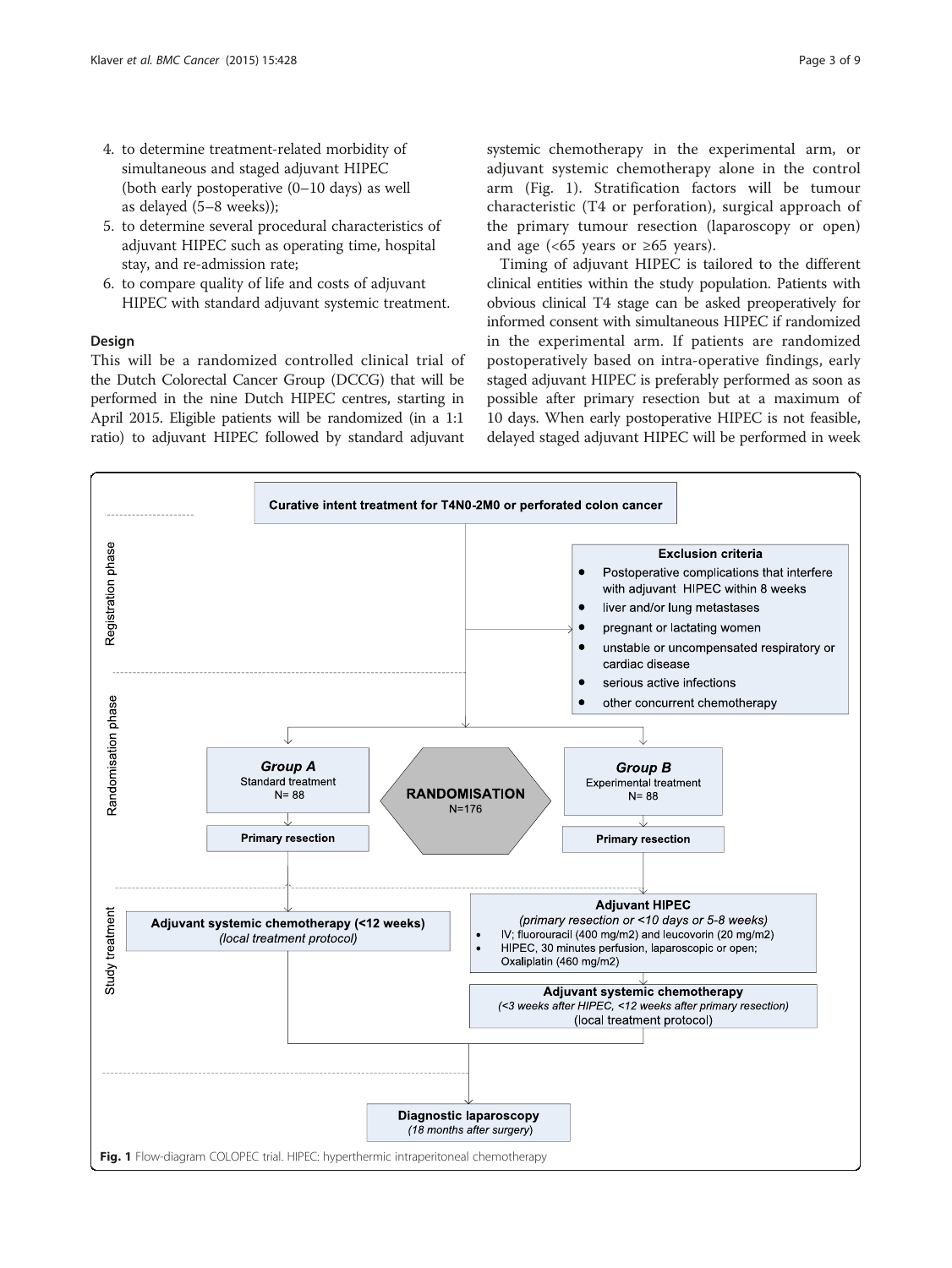4. to determine treatment-related morbidity of simultaneous and staged adjuvant HIPEC (both early postoperative (0–10 days) as well as delayed (5–8 weeks));
5. to determine several procedural characteristics of adjuvant HIPEC such as operating time, hospital stay, and re-admission rate;
6. to compare quality of life and costs of adjuvant HIPEC with standard adjuvant systemic treatment.

### Design

This will be a randomized controlled clinical trial of the Dutch Colorectal Cancer Group (DCCG) that will be performed in the nine Dutch HIPEC centres, starting in April 2015. Eligible patients will be randomized (in a 1:1 ratio) to adjuvant HIPEC followed by standard adjuvant systemic chemotherapy in the experimental arm, or adjuvant systemic chemotherapy alone in the control arm (Fig. 1). Stratification factors will be tumour characteristic (T4 or perforation), surgical approach of the primary tumour resection (laparoscopy or open) and age (<65 years or ≥65 years).

Timing of adjuvant HIPEC is tailored to the different clinical entities within the study population. Patients with obvious clinical T4 stage can be asked preoperatively for informed consent with simultaneous HIPEC if randomized in the experimental arm. If patients are randomized postoperatively based on intra-operative findings, early staged adjuvant HIPEC is preferably performed as soon as possible after primary resection but at a maximum of 10 days. When early postoperative HIPEC is not feasible, delayed staged adjuvant HIPEC will be performed in week

**Registration phase**

**Curative intent treatment for T4N0-2M0 or perforated colon cancer**

**Exclusion criteria**
- Postoperative complications that interfere with adjuvant HIPEC within 8 weeks
- liver and/or lung metastases
- pregnant or lactating women
- unstable or uncompensated respiratory or cardiac disease
- serious active infections
- other concurrent chemotherapy

**Randomisation phase**

**RANDOMISATION** N=176

***Group A*** Standard treatment N= 88 → **Primary resection**

***Group B*** Experimental treatment N= 88 → **Primary resection**

**Study treatment**

Group A: **Adjuvant systemic chemotherapy (<12 weeks)** *(local treatment protocol)*

Group B: **Adjuvant HIPEC** *(primary resection or <10 days or 5-8 weeks)*
- IV; fluorouracil (400 mg/m2) and leucovorin (20 mg/m2)
- HIPEC, 30 minutes perfusion, laparoscopic or open; Oxaliplatin (460 mg/m2)

→ **Adjuvant systemic chemotherapy** *(<3 weeks after HIPEC, <12 weeks after primary resection)* (local treatment protocol)

**Diagnostic laparoscopy** *(18 months after surgery)*

**Fig. 1** Flow-diagram COLOPEC trial. HIPEC: hyperthermic intraperitoneal chemotherapy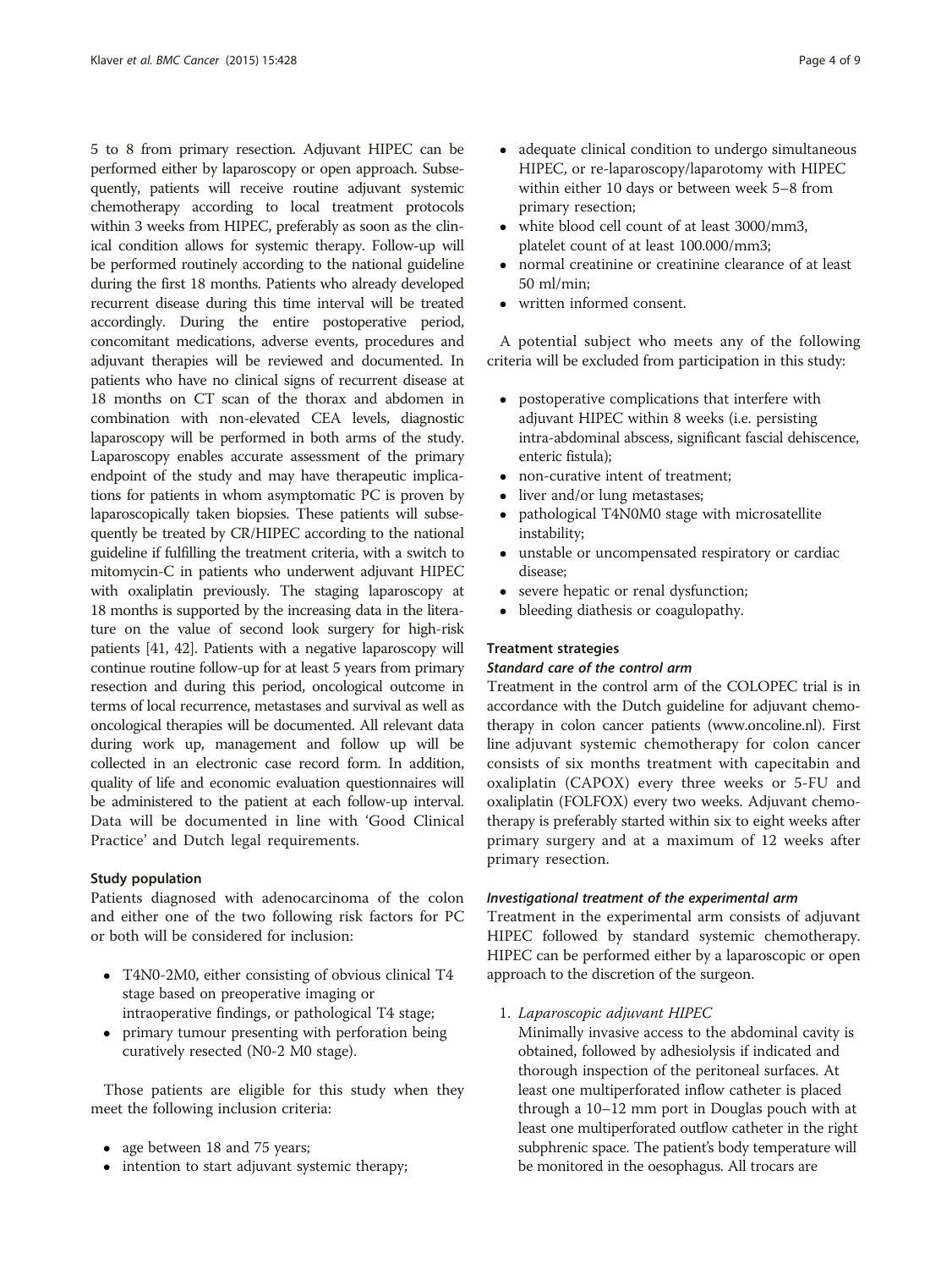5 to 8 from primary resection. Adjuvant HIPEC can be performed either by laparoscopy or open approach. Subsequently, patients will receive routine adjuvant systemic chemotherapy according to local treatment protocols within 3 weeks from HIPEC, preferably as soon as the clinical condition allows for systemic therapy. Follow-up will be performed routinely according to the national guideline during the first 18 months. Patients who already developed recurrent disease during this time interval will be treated accordingly. During the entire postoperative period, concomitant medications, adverse events, procedures and adjuvant therapies will be reviewed and documented. In patients who have no clinical signs of recurrent disease at 18 months on CT scan of the thorax and abdomen in combination with non-elevated CEA levels, diagnostic laparoscopy will be performed in both arms of the study. Laparoscopy enables accurate assessment of the primary endpoint of the study and may have therapeutic implications for patients in whom asymptomatic PC is proven by laparoscopically taken biopsies. These patients will subsequently be treated by CR/HIPEC according to the national guideline if fulfilling the treatment criteria, with a switch to mitomycin-C in patients who underwent adjuvant HIPEC with oxaliplatin previously. The staging laparoscopy at 18 months is supported by the increasing data in the literature on the value of second look surgery for high-risk patients [41, 42]. Patients with a negative laparoscopy will continue routine follow-up for at least 5 years from primary resection and during this period, oncological outcome in terms of local recurrence, metastases and survival as well as oncological therapies will be documented. All relevant data during work up, management and follow up will be collected in an electronic case record form. In addition, quality of life and economic evaluation questionnaires will be administered to the patient at each follow-up interval. Data will be documented in line with 'Good Clinical Practice' and Dutch legal requirements.

### Study population

Patients diagnosed with adenocarcinoma of the colon and either one of the two following risk factors for PC or both will be considered for inclusion:

- T4N0-2M0, either consisting of obvious clinical T4 stage based on preoperative imaging or intraoperative findings, or pathological T4 stage;
- primary tumour presenting with perforation being curatively resected (N0-2 M0 stage).

Those patients are eligible for this study when they meet the following inclusion criteria:

- age between 18 and 75 years;
- intention to start adjuvant systemic therapy;
- adequate clinical condition to undergo simultaneous HIPEC, or re-laparoscopy/laparotomy with HIPEC within either 10 days or between week 5–8 from primary resection;
- white blood cell count of at least 3000/mm3, platelet count of at least 100.000/mm3;
- normal creatinine or creatinine clearance of at least 50 ml/min;
- written informed consent.

A potential subject who meets any of the following criteria will be excluded from participation in this study:

- postoperative complications that interfere with adjuvant HIPEC within 8 weeks (i.e. persisting intra-abdominal abscess, significant fascial dehiscence, enteric fistula);
- non-curative intent of treatment;
- liver and/or lung metastases;
- pathological T4N0M0 stage with microsatellite instability;
- unstable or uncompensated respiratory or cardiac disease;
- severe hepatic or renal dysfunction;
- bleeding diathesis or coagulopathy.

### Treatment strategies

#### *Standard care of the control arm*

Treatment in the control arm of the COLOPEC trial is in accordance with the Dutch guideline for adjuvant chemotherapy in colon cancer patients (www.oncoline.nl). First line adjuvant systemic chemotherapy for colon cancer consists of six months treatment with capecitabin and oxaliplatin (CAPOX) every three weeks or 5-FU and oxaliplatin (FOLFOX) every two weeks. Adjuvant chemotherapy is preferably started within six to eight weeks after primary surgery and at a maximum of 12 weeks after primary resection.

#### *Investigational treatment of the experimental arm*

Treatment in the experimental arm consists of adjuvant HIPEC followed by standard systemic chemotherapy. HIPEC can be performed either by a laparoscopic or open approach to the discretion of the surgeon.

1. *Laparoscopic adjuvant HIPEC*
   Minimally invasive access to the abdominal cavity is obtained, followed by adhesiolysis if indicated and thorough inspection of the peritoneal surfaces. At least one multiperforated inflow catheter is placed through a 10–12 mm port in Douglas pouch with at least one multiperforated outflow catheter in the right subphrenic space. The patient's body temperature will be monitored in the oesophagus. All trocars are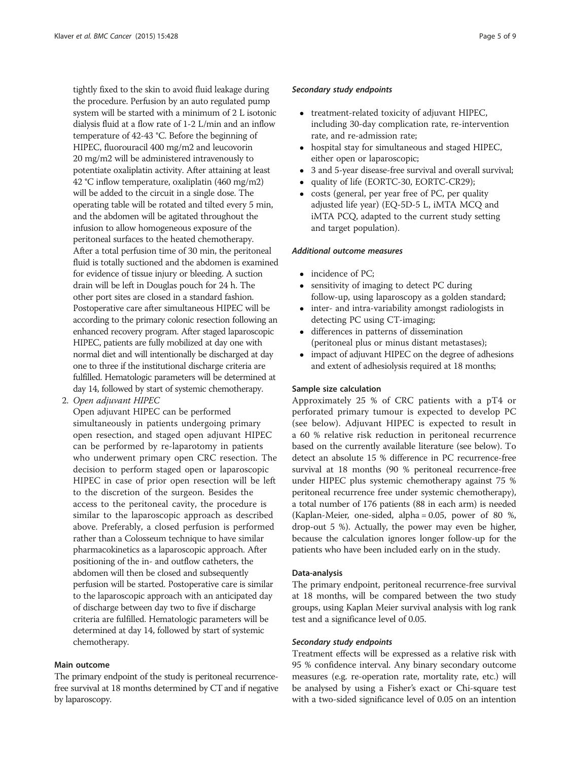tightly fixed to the skin to avoid fluid leakage during the procedure. Perfusion by an auto regulated pump system will be started with a minimum of 2 L isotonic dialysis fluid at a flow rate of 1-2 L/min and an inflow temperature of 42-43 °C. Before the beginning of HIPEC, fluorouracil 400 mg/m2 and leucovorin 20 mg/m2 will be administered intravenously to potentiate oxaliplatin activity. After attaining at least 42 °C inflow temperature, oxaliplatin (460 mg/m2) will be added to the circuit in a single dose. The operating table will be rotated and tilted every 5 min, and the abdomen will be agitated throughout the infusion to allow homogeneous exposure of the peritoneal surfaces to the heated chemotherapy. After a total perfusion time of 30 min, the peritoneal fluid is totally suctioned and the abdomen is examined for evidence of tissue injury or bleeding. A suction drain will be left in Douglas pouch for 24 h. The other port sites are closed in a standard fashion. Postoperative care after simultaneous HIPEC will be according to the primary colonic resection following an enhanced recovery program. After staged laparoscopic HIPEC, patients are fully mobilized at day one with normal diet and will intentionally be discharged at day one to three if the institutional discharge criteria are fulfilled. Hematologic parameters will be determined at day 14, followed by start of systemic chemotherapy.

2. *Open adjuvant HIPEC*

   Open adjuvant HIPEC can be performed simultaneously in patients undergoing primary open resection, and staged open adjuvant HIPEC can be performed by re-laparotomy in patients who underwent primary open CRC resection. The decision to perform staged open or laparoscopic HIPEC in case of prior open resection will be left to the discretion of the surgeon. Besides the access to the peritoneal cavity, the procedure is similar to the laparoscopic approach as described above. Preferably, a closed perfusion is performed rather than a Colosseum technique to have similar pharmacokinetics as a laparoscopic approach. After positioning of the in- and outflow catheters, the abdomen will then be closed and subsequently perfusion will be started. Postoperative care is similar to the laparoscopic approach with an anticipated day of discharge between day two to five if discharge criteria are fulfilled. Hematologic parameters will be determined at day 14, followed by start of systemic chemotherapy.

### Main outcome

The primary endpoint of the study is peritoneal recurrence-free survival at 18 months determined by CT and if negative by laparoscopy.

#### *Secondary study endpoints*

- treatment-related toxicity of adjuvant HIPEC, including 30-day complication rate, re-intervention rate, and re-admission rate;
- hospital stay for simultaneous and staged HIPEC, either open or laparoscopic;
- 3 and 5-year disease-free survival and overall survival;
- quality of life (EORTC-30, EORTC-CR29);
- costs (general, per year free of PC, per quality adjusted life year) (EQ-5D-5 L, iMTA MCQ and iMTA PCQ, adapted to the current study setting and target population).

#### *Additional outcome measures*

- incidence of PC;
- sensitivity of imaging to detect PC during follow-up, using laparoscopy as a golden standard;
- inter- and intra-variability amongst radiologists in detecting PC using CT-imaging;
- differences in patterns of dissemination (peritoneal plus or minus distant metastases);
- impact of adjuvant HIPEC on the degree of adhesions and extent of adhesiolysis required at 18 months;

### Sample size calculation

Approximately 25 % of CRC patients with a pT4 or perforated primary tumour is expected to develop PC (see below). Adjuvant HIPEC is expected to result in a 60 % relative risk reduction in peritoneal recurrence based on the currently available literature (see below). To detect an absolute 15 % difference in PC recurrence-free survival at 18 months (90 % peritoneal recurrence-free under HIPEC plus systemic chemotherapy against 75 % peritoneal recurrence free under systemic chemotherapy), a total number of 176 patients (88 in each arm) is needed (Kaplan-Meier, one-sided, alpha = 0.05, power of 80 %, drop-out 5 %). Actually, the power may even be higher, because the calculation ignores longer follow-up for the patients who have been included early on in the study.

### Data-analysis

The primary endpoint, peritoneal recurrence-free survival at 18 months, will be compared between the two study groups, using Kaplan Meier survival analysis with log rank test and a significance level of 0.05.

#### *Secondary study endpoints*

Treatment effects will be expressed as a relative risk with 95 % confidence interval. Any binary secondary outcome measures (e.g. re-operation rate, mortality rate, etc.) will be analysed by using a Fisher's exact or Chi-square test with a two-sided significance level of 0.05 on an intention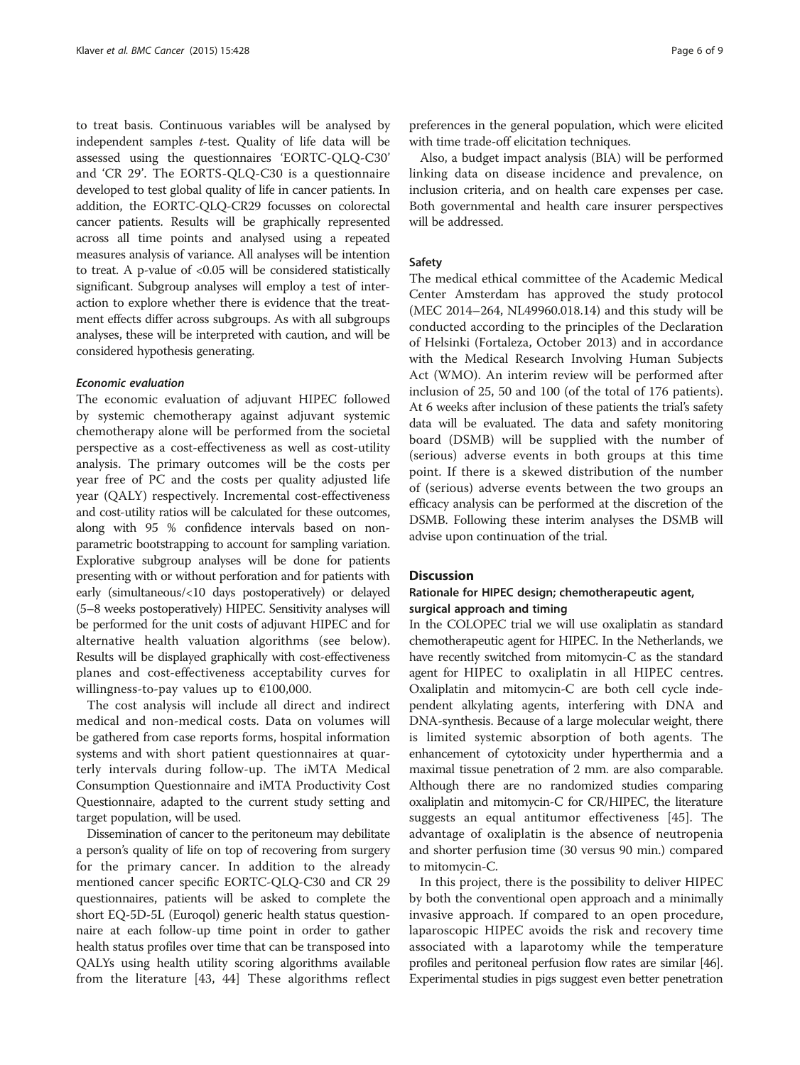to treat basis. Continuous variables will be analysed by independent samples *t*-test. Quality of life data will be assessed using the questionnaires 'EORTC-QLQ-C30' and 'CR 29'. The EORTS-QLQ-C30 is a questionnaire developed to test global quality of life in cancer patients. In addition, the EORTC-QLQ-CR29 focusses on colorectal cancer patients. Results will be graphically represented across all time points and analysed using a repeated measures analysis of variance. All analyses will be intention to treat. A p-value of $<0.05$ will be considered statistically significant. Subgroup analyses will employ a test of interaction to explore whether there is evidence that the treatment effects differ across subgroups. As with all subgroups analyses, these will be interpreted with caution, and will be considered hypothesis generating.

#### *Economic evaluation*

The economic evaluation of adjuvant HIPEC followed by systemic chemotherapy against adjuvant systemic chemotherapy alone will be performed from the societal perspective as a cost-effectiveness as well as cost-utility analysis. The primary outcomes will be the costs per year free of PC and the costs per quality adjusted life year (QALY) respectively. Incremental cost-effectiveness and cost-utility ratios will be calculated for these outcomes, along with 95 % confidence intervals based on non-parametric bootstrapping to account for sampling variation. Explorative subgroup analyses will be done for patients presenting with or without perforation and for patients with early (simultaneous/<10 days postoperatively) or delayed (5–8 weeks postoperatively) HIPEC. Sensitivity analyses will be performed for the unit costs of adjuvant HIPEC and for alternative health valuation algorithms (see below). Results will be displayed graphically with cost-effectiveness planes and cost-effectiveness acceptability curves for willingness-to-pay values up to €100,000.

The cost analysis will include all direct and indirect medical and non-medical costs. Data on volumes will be gathered from case reports forms, hospital information systems and with short patient questionnaires at quarterly intervals during follow-up. The iMTA Medical Consumption Questionnaire and iMTA Productivity Cost Questionnaire, adapted to the current study setting and target population, will be used.

Dissemination of cancer to the peritoneum may debilitate a person's quality of life on top of recovering from surgery for the primary cancer. In addition to the already mentioned cancer specific EORTC-QLQ-C30 and CR 29 questionnaires, patients will be asked to complete the short EQ-5D-5L (Euroqol) generic health status questionnaire at each follow-up time point in order to gather health status profiles over time that can be transposed into QALYs using health utility scoring algorithms available from the literature [43, 44] These algorithms reflect preferences in the general population, which were elicited with time trade-off elicitation techniques.

Also, a budget impact analysis (BIA) will be performed linking data on disease incidence and prevalence, on inclusion criteria, and on health care expenses per case. Both governmental and health care insurer perspectives will be addressed.

### Safety

The medical ethical committee of the Academic Medical Center Amsterdam has approved the study protocol (MEC 2014–264, NL49960.018.14) and this study will be conducted according to the principles of the Declaration of Helsinki (Fortaleza, October 2013) and in accordance with the Medical Research Involving Human Subjects Act (WMO). An interim review will be performed after inclusion of 25, 50 and 100 (of the total of 176 patients). At 6 weeks after inclusion of these patients the trial's safety data will be evaluated. The data and safety monitoring board (DSMB) will be supplied with the number of (serious) adverse events in both groups at this time point. If there is a skewed distribution of the number of (serious) adverse events between the two groups an efficacy analysis can be performed at the discretion of the DSMB. Following these interim analyses the DSMB will advise upon continuation of the trial.

## Discussion

### Rationale for HIPEC design; chemotherapeutic agent, surgical approach and timing

In the COLOPEC trial we will use oxaliplatin as standard chemotherapeutic agent for HIPEC. In the Netherlands, we have recently switched from mitomycin-C as the standard agent for HIPEC to oxaliplatin in all HIPEC centres. Oxaliplatin and mitomycin-C are both cell cycle independent alkylating agents, interfering with DNA and DNA-synthesis. Because of a large molecular weight, there is limited systemic absorption of both agents. The enhancement of cytotoxicity under hyperthermia and a maximal tissue penetration of 2 mm. are also comparable. Although there are no randomized studies comparing oxaliplatin and mitomycin-C for CR/HIPEC, the literature suggests an equal antitumor effectiveness [45]. The advantage of oxaliplatin is the absence of neutropenia and shorter perfusion time (30 versus 90 min.) compared to mitomycin-C.

In this project, there is the possibility to deliver HIPEC by both the conventional open approach and a minimally invasive approach. If compared to an open procedure, laparoscopic HIPEC avoids the risk and recovery time associated with a laparotomy while the temperature profiles and peritoneal perfusion flow rates are similar [46]. Experimental studies in pigs suggest even better penetration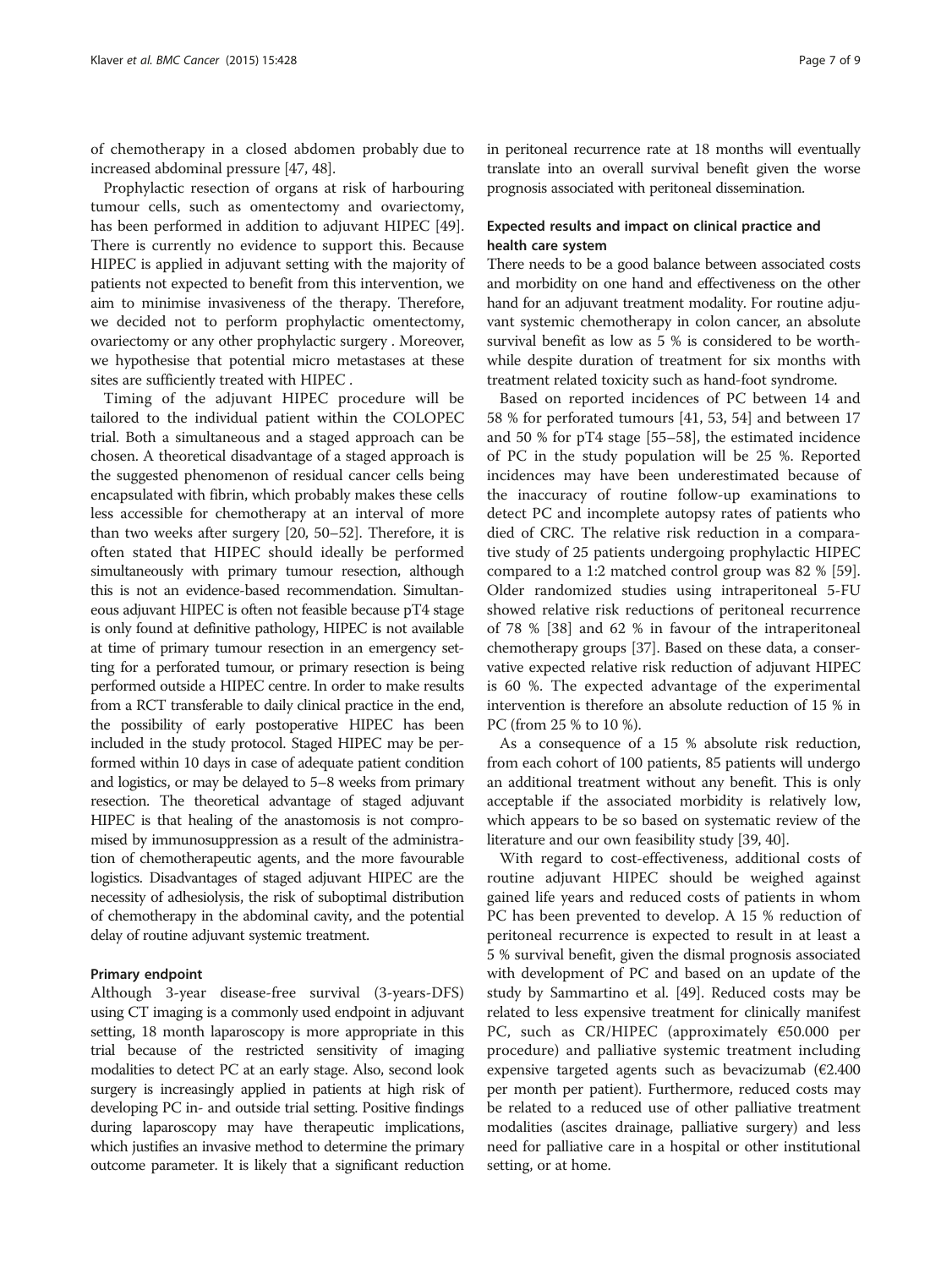of chemotherapy in a closed abdomen probably due to increased abdominal pressure [47, 48].

Prophylactic resection of organs at risk of harbouring tumour cells, such as omentectomy and ovariectomy, has been performed in addition to adjuvant HIPEC [49]. There is currently no evidence to support this. Because HIPEC is applied in adjuvant setting with the majority of patients not expected to benefit from this intervention, we aim to minimise invasiveness of the therapy. Therefore, we decided not to perform prophylactic omentectomy, ovariectomy or any other prophylactic surgery . Moreover, we hypothesise that potential micro metastases at these sites are sufficiently treated with HIPEC .

Timing of the adjuvant HIPEC procedure will be tailored to the individual patient within the COLOPEC trial. Both a simultaneous and a staged approach can be chosen. A theoretical disadvantage of a staged approach is the suggested phenomenon of residual cancer cells being encapsulated with fibrin, which probably makes these cells less accessible for chemotherapy at an interval of more than two weeks after surgery [20, 50–52]. Therefore, it is often stated that HIPEC should ideally be performed simultaneously with primary tumour resection, although this is not an evidence-based recommendation. Simultaneous adjuvant HIPEC is often not feasible because pT4 stage is only found at definitive pathology, HIPEC is not available at time of primary tumour resection in an emergency setting for a perforated tumour, or primary resection is being performed outside a HIPEC centre. In order to make results from a RCT transferable to daily clinical practice in the end, the possibility of early postoperative HIPEC has been included in the study protocol. Staged HIPEC may be performed within 10 days in case of adequate patient condition and logistics, or may be delayed to 5–8 weeks from primary resection. The theoretical advantage of staged adjuvant HIPEC is that healing of the anastomosis is not compromised by immunosuppression as a result of the administration of chemotherapeutic agents, and the more favourable logistics. Disadvantages of staged adjuvant HIPEC are the necessity of adhesiolysis, the risk of suboptimal distribution of chemotherapy in the abdominal cavity, and the potential delay of routine adjuvant systemic treatment.

### Primary endpoint

Although 3-year disease-free survival (3-years-DFS) using CT imaging is a commonly used endpoint in adjuvant setting, 18 month laparoscopy is more appropriate in this trial because of the restricted sensitivity of imaging modalities to detect PC at an early stage. Also, second look surgery is increasingly applied in patients at high risk of developing PC in- and outside trial setting. Positive findings during laparoscopy may have therapeutic implications, which justifies an invasive method to determine the primary outcome parameter. It is likely that a significant reduction in peritoneal recurrence rate at 18 months will eventually translate into an overall survival benefit given the worse prognosis associated with peritoneal dissemination.

### Expected results and impact on clinical practice and health care system

There needs to be a good balance between associated costs and morbidity on one hand and effectiveness on the other hand for an adjuvant treatment modality. For routine adjuvant systemic chemotherapy in colon cancer, an absolute survival benefit as low as 5 % is considered to be worthwhile despite duration of treatment for six months with treatment related toxicity such as hand-foot syndrome.

Based on reported incidences of PC between 14 and 58 % for perforated tumours [41, 53, 54] and between 17 and 50 % for pT4 stage [55–58], the estimated incidence of PC in the study population will be 25 %. Reported incidences may have been underestimated because of the inaccuracy of routine follow-up examinations to detect PC and incomplete autopsy rates of patients who died of CRC. The relative risk reduction in a comparative study of 25 patients undergoing prophylactic HIPEC compared to a 1:2 matched control group was 82 % [59]. Older randomized studies using intraperitoneal 5-FU showed relative risk reductions of peritoneal recurrence of 78 % [38] and 62 % in favour of the intraperitoneal chemotherapy groups [37]. Based on these data, a conservative expected relative risk reduction of adjuvant HIPEC is 60 %. The expected advantage of the experimental intervention is therefore an absolute reduction of 15 % in PC (from 25 % to 10 %).

As a consequence of a 15 % absolute risk reduction, from each cohort of 100 patients, 85 patients will undergo an additional treatment without any benefit. This is only acceptable if the associated morbidity is relatively low, which appears to be so based on systematic review of the literature and our own feasibility study [39, 40].

With regard to cost-effectiveness, additional costs of routine adjuvant HIPEC should be weighed against gained life years and reduced costs of patients in whom PC has been prevented to develop. A 15 % reduction of peritoneal recurrence is expected to result in at least a 5 % survival benefit, given the dismal prognosis associated with development of PC and based on an update of the study by Sammartino et al. [49]. Reduced costs may be related to less expensive treatment for clinically manifest PC, such as CR/HIPEC (approximately €50.000 per procedure) and palliative systemic treatment including expensive targeted agents such as bevacizumab (€2.400 per month per patient). Furthermore, reduced costs may be related to a reduced use of other palliative treatment modalities (ascites drainage, palliative surgery) and less need for palliative care in a hospital or other institutional setting, or at home.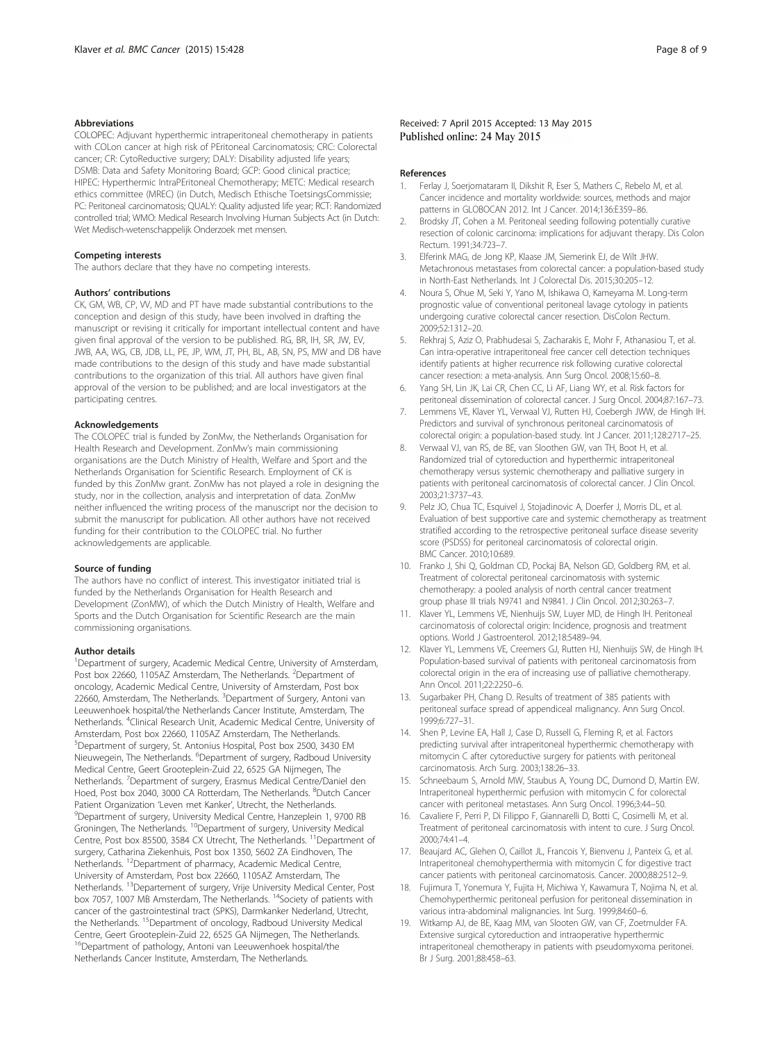### Abbreviations

COLOPEC: Adjuvant hyperthermic intraperitoneal chemotherapy in patients with COLon cancer at high risk of PEritoneal Carcinomatosis; CRC: Colorectal cancer; CR: CytoReductive surgery; DALY: Disability adjusted life years; DSMB: Data and Safety Monitoring Board; GCP: Good clinical practice; HIPEC: Hyperthermic IntraPEritoneal Chemotherapy; METC: Medical research ethics committee (MREC) (in Dutch, Medisch Ethische ToetsingsCommissie; PC: Peritoneal carcinomatosis; QUALY: Quality adjusted life year; RCT: Randomized controlled trial; WMO: Medical Research Involving Human Subjects Act (in Dutch: Wet Medisch-wetenschappelijk Onderzoek met mensen.

### Competing interests

The authors declare that they have no competing interests.

### Authors' contributions

CK, GM, WB, CP, VV, MD and PT have made substantial contributions to the conception and design of this study, have been involved in drafting the manuscript or revising it critically for important intellectual content and have given final approval of the version to be published. RG, BR, IH, SR, JW, EV, JWB, AA, WG, CB, JDB, LL, PE, JP, WM, JT, PH, BL, AB, SN, PS, MW and DB have made contributions to the design of this study and have made substantial contributions to the organization of this trial. All authors have given final approval of the version to be published; and are local investigators at the participating centres.

### Acknowledgements

The COLOPEC trial is funded by ZonMw, the Netherlands Organisation for Health Research and Development. ZonMw's main commissioning organisations are the Dutch Ministry of Health, Welfare and Sport and the Netherlands Organisation for Scientific Research. Employment of CK is funded by this ZonMw grant. ZonMw has not played a role in designing the study, nor in the collection, analysis and interpretation of data. ZonMw neither influenced the writing process of the manuscript nor the decision to submit the manuscript for publication. All other authors have not received funding for their contribution to the COLOPEC trial. No further acknowledgements are applicable.

### Source of funding

The authors have no conflict of interest. This investigator initiated trial is funded by the Netherlands Organisation for Health Research and Development (ZonMW), of which the Dutch Ministry of Health, Welfare and Sports and the Dutch Organisation for Scientific Research are the main commissioning organisations.

### Author details

[1]Department of surgery, Academic Medical Centre, University of Amsterdam, Post box 22660, 1105AZ Amsterdam, The Netherlands. [2]Department of oncology, Academic Medical Centre, University of Amsterdam, Post box 22660, Amsterdam, The Netherlands. [3]Department of Surgery, Antoni van Leeuwenhoek hospital/the Netherlands Cancer Institute, Amsterdam, The Netherlands. [4]Clinical Research Unit, Academic Medical Centre, University of Amsterdam, Post box 22660, 1105AZ Amsterdam, The Netherlands. [5]Department of surgery, St. Antonius Hospital, Post box 2500, 3430 EM Nieuwegein, The Netherlands. [6]Department of surgery, Radboud University Medical Centre, Geert Grooteplein-Zuid 22, 6525 GA Nijmegen, The Netherlands. [7]Department of surgery, Erasmus Medical Centre/Daniel den Hoed, Post box 2040, 3000 CA Rotterdam, The Netherlands. [8]Dutch Cancer Patient Organization 'Leven met Kanker', Utrecht, the Netherlands. [9]Department of surgery, University Medical Centre, Hanzeplein 1, 9700 RB Groningen, The Netherlands. [10]Department of surgery, University Medical Centre, Post box 85500, 3584 CX Utrecht, The Netherlands. [11]Department of surgery, Catharina Ziekenhuis, Post box 1350, 5602 ZA Eindhoven, The Netherlands. [12]Department of pharmacy, Academic Medical Centre, University of Amsterdam, Post box 22660, 1105AZ Amsterdam, The Netherlands. [13]Departement of surgery, Vrije University Medical Center, Post box 7057, 1007 MB Amsterdam, The Netherlands. [14]Society of patients with cancer of the gastrointestinal tract (SPKS), Darmkanker Nederland, Utrecht, the Netherlands. [15]Department of oncology, Radboud University Medical Centre, Geert Grooteplein-Zuid 22, 6525 GA Nijmegen, The Netherlands. [16]Department of pathology, Antoni van Leeuwenhoek hospital/the Netherlands Cancer Institute, Amsterdam, The Netherlands.

Received: 7 April 2015 Accepted: 13 May 2015
Published online: 24 May 2015

### References

1. Ferlay J, Soerjomataram II, Dikshit R, Eser S, Mathers C, Rebelo M, et al. Cancer incidence and mortality worldwide: sources, methods and major patterns in GLOBOCAN 2012. Int J Cancer. 2014;136:E359–86.
2. Brodsky JT, Cohen a M. Peritoneal seeding following potentially curative resection of colonic carcinoma: implications for adjuvant therapy. Dis Colon Rectum. 1991;34:723–7.
3. Elferink MAG, de Jong KP, Klaase JM, Siemerink EJ, de Wilt JHW. Metachronous metastases from colorectal cancer: a population-based study in North-East Netherlands. Int J Colorectal Dis. 2015;30:205–12.
4. Noura S, Ohue M, Seki Y, Yano M, Ishikawa O, Kameyama M. Long-term prognostic value of conventional peritoneal lavage cytology in patients undergoing curative colorectal cancer resection. DisColon Rectum. 2009;52:1312–20.
5. Rekhraj S, Aziz O, Prabhudesai S, Zacharakis E, Mohr F, Athanasiou T, et al. Can intra-operative intraperitoneal free cancer cell detection techniques identify patients at higher recurrence risk following curative colorectal cancer resection: a meta-analysis. Ann Surg Oncol. 2008;15:60–8.
6. Yang SH, Lin JK, Lai CR, Chen CC, Li AF, Liang WY, et al. Risk factors for peritoneal dissemination of colorectal cancer. J Surg Oncol. 2004;87:167–73.
7. Lemmens VE, Klaver YL, Verwaal VJ, Rutten HJ, Coebergh JWW, de Hingh IH. Predictors and survival of synchronous peritoneal carcinomatosis of colorectal origin: a population-based study. Int J Cancer. 2011;128:2717–25.
8. Verwaal VJ, van RS, de BE, van Slooten GW, van TH, Boot H, et al. Randomized trial of cytoreduction and hyperthermic intraperitoneal chemotherapy versus systemic chemotherapy and palliative surgery in patients with peritoneal carcinomatosis of colorectal cancer. J Clin Oncol. 2003;21:3737–43.
9. Pelz JO, Chua TC, Esquivel J, Stojadinovic A, Doerfer J, Morris DL, et al. Evaluation of best supportive care and systemic chemotherapy as treatment stratified according to the retrospective peritoneal surface disease severity score (PSDSS) for peritoneal carcinomatosis of colorectal origin. BMC Cancer. 2010;10:689.
10. Franko J, Shi Q, Goldman CD, Pockaj BA, Nelson GD, Goldberg RM, et al. Treatment of colorectal peritoneal carcinomatosis with systemic chemotherapy: a pooled analysis of north central cancer treatment group phase III trials N9741 and N9841. J Clin Oncol. 2012;30:263–7.
11. Klaver YL, Lemmens VE, Nienhuijs SW, Luyer MD, de Hingh IH. Peritoneal carcinomatosis of colorectal origin: Incidence, prognosis and treatment options. World J Gastroenterol. 2012;18:5489–94.
12. Klaver YL, Lemmens VE, Creemers GJ, Rutten HJ, Nienhuijs SW, de Hingh IH. Population-based survival of patients with peritoneal carcinomatosis from colorectal origin in the era of increasing use of palliative chemotherapy. Ann Oncol. 2011;22:2250–6.
13. Sugarbaker PH, Chang D. Results of treatment of 385 patients with peritoneal surface spread of appendiceal malignancy. Ann Surg Oncol. 1999;6:727–31.
14. Shen P, Levine EA, Hall J, Case D, Russell G, Fleming R, et al. Factors predicting survival after intraperitoneal hyperthermic chemotherapy with mitomycin C after cytoreductive surgery for patients with peritoneal carcinomatosis. Arch Surg. 2003;138:26–33.
15. Schneebaum S, Arnold MW, Staubus A, Young DC, Dumond D, Martin EW. Intraperitoneal hyperthermic perfusion with mitomycin C for colorectal cancer with peritoneal metastases. Ann Surg Oncol. 1996;3:44–50.
16. Cavaliere F, Perri P, Di Filippo F, Giannarelli D, Botti C, Cosimelli M, et al. Treatment of peritoneal carcinomatosis with intent to cure. J Surg Oncol. 2000;74:41–4.
17. Beaujard AC, Glehen O, Caillot JL, Francois Y, Bienvenu J, Panteix G, et al. Intraperitoneal chemohyperthermia with mitomycin C for digestive tract cancer patients with peritoneal carcinomatosis. Cancer. 2000;88:2512–9.
18. Fujimura T, Yonemura Y, Fujita H, Michiwa Y, Kawamura T, Nojima N, et al. Chemohyperthermic peritoneal perfusion for peritoneal dissemination in various intra-abdominal malignancies. Int Surg. 1999;84:60–6.
19. Witkamp AJ, de BE, Kaag MM, van Slooten GW, van CF, Zoetmulder FA. Extensive surgical cytoreduction and intraoperative hyperthermic intraperitoneal chemotherapy in patients with pseudomyxoma peritonei. Br J Surg. 2001;88:458–63.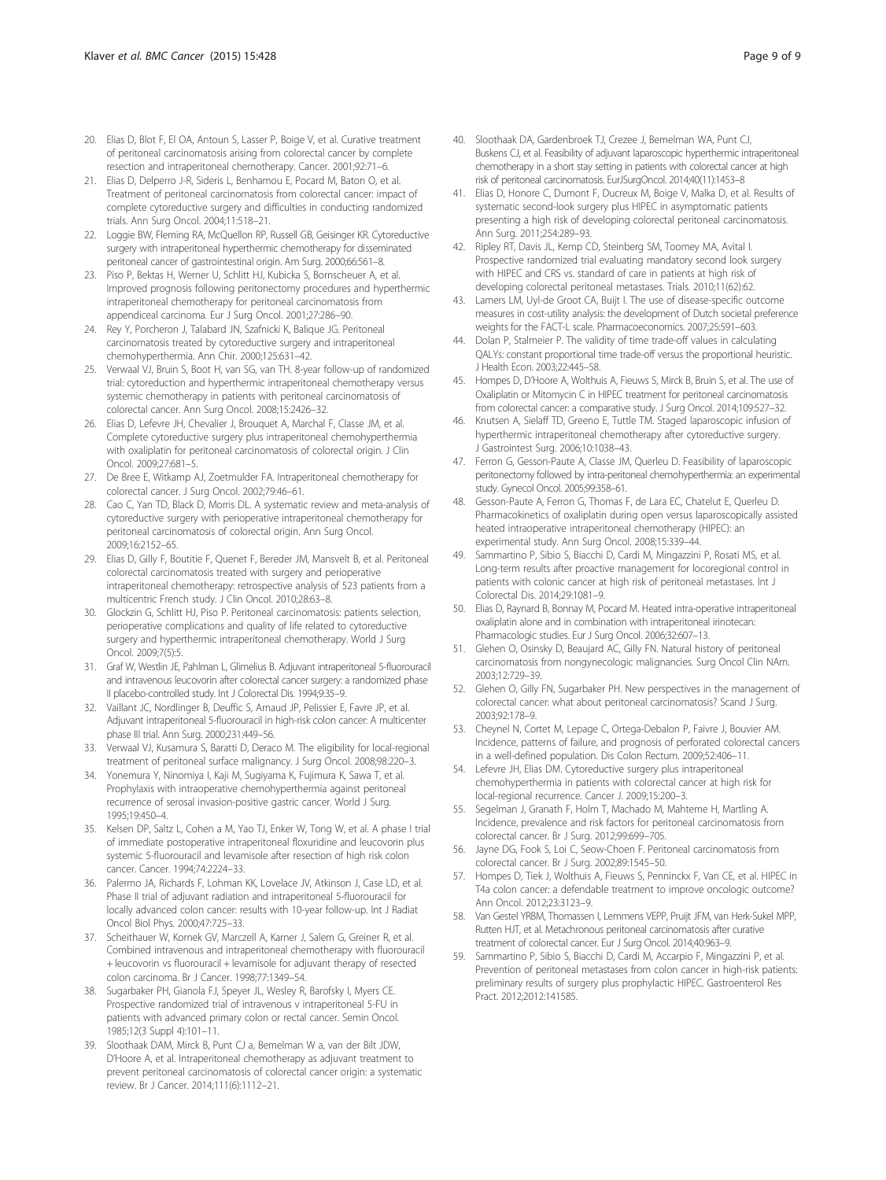20. Elias D, Blot F, El OA, Antoun S, Lasser P, Boige V, et al. Curative treatment of peritoneal carcinomatosis arising from colorectal cancer by complete resection and intraperitoneal chemotherapy. Cancer. 2001;92:71–6.
21. Elias D, Delperro J-R, Sideris L, Benhamou E, Pocard M, Baton O, et al. Treatment of peritoneal carcinomatosis from colorectal cancer: impact of complete cytoreductive surgery and difficulties in conducting randomized trials. Ann Surg Oncol. 2004;11:518–21.
22. Loggie BW, Fleming RA, McQuellon RP, Russell GB, Geisinger KR. Cytoreductive surgery with intraperitoneal hyperthermic chemotherapy for disseminated peritoneal cancer of gastrointestinal origin. Am Surg. 2000;66:561–8.
23. Piso P, Bektas H, Werner U, Schlitt HJ, Kubicka S, Bornscheuer A, et al. Improved prognosis following peritonectomy procedures and hyperthermic intraperitoneal chemotherapy for peritoneal carcinomatosis from appendiceal carcinoma. Eur J Surg Oncol. 2001;27:286–90.
24. Rey Y, Porcheron J, Talabard JN, Szafnicki K, Balique JG. Peritoneal carcinomatosis treated by cytoreductive surgery and intraperitoneal chemohyperthermia. Ann Chir. 2000;125:631–42.
25. Verwaal VJ, Bruin S, Boot H, van SG, van TH. 8-year follow-up of randomized trial: cytoreduction and hyperthermic intraperitoneal chemotherapy versus systemic chemotherapy in patients with peritoneal carcinomatosis of colorectal cancer. Ann Surg Oncol. 2008;15:2426–32.
26. Elias D, Lefevre JH, Chevalier J, Brouquet A, Marchal F, Classe JM, et al. Complete cytoreductive surgery plus intraperitoneal chemohyperthermia with oxaliplatin for peritoneal carcinomatosis of colorectal origin. J Clin Oncol. 2009;27:681–5.
27. De Bree E, Witkamp AJ, Zoetmulder FA. Intraperitoneal chemotherapy for colorectal cancer. J Surg Oncol. 2002;79:46–61.
28. Cao C, Yan TD, Black D, Morris DL. A systematic review and meta-analysis of cytoreductive surgery with perioperative intraperitoneal chemotherapy for peritoneal carcinomatosis of colorectal origin. Ann Surg Oncol. 2009;16:2152–65.
29. Elias D, Gilly F, Boutitie F, Quenet F, Bereder JM, Mansvelt B, et al. Peritoneal colorectal carcinomatosis treated with surgery and perioperative intraperitoneal chemotherapy: retrospective analysis of 523 patients from a multicentric French study. J Clin Oncol. 2010;28:63–8.
30. Glockzin G, Schlitt HJ, Piso P. Peritoneal carcinomatosis: patients selection, perioperative complications and quality of life related to cytoreductive surgery and hyperthermic intraperitoneal chemotherapy. World J Surg Oncol. 2009;7(5):5.
31. Graf W, Westlin JE, Pahlman L, Glimelius B. Adjuvant intraperitoneal 5-fluorouracil and intravenous leucovorin after colorectal cancer surgery: a randomized phase II placebo-controlled study. Int J Colorectal Dis. 1994;9:35–9.
32. Vaillant JC, Nordlinger B, Deuffic S, Arnaud JP, Pelissier E, Favre JP, et al. Adjuvant intraperitoneal 5-fluorouracil in high-risk colon cancer: A multicenter phase III trial. Ann Surg. 2000;231:449–56.
33. Verwaal VJ, Kusamura S, Baratti D, Deraco M. The eligibility for local-regional treatment of peritoneal surface malignancy. J Surg Oncol. 2008;98:220–3.
34. Yonemura Y, Ninomiya I, Kaji M, Sugiyama K, Fujimura K, Sawa T, et al. Prophylaxis with intraoperative chemohyperthermia against peritoneal recurrence of serosal invasion-positive gastric cancer. World J Surg. 1995;19:450–4.
35. Kelsen DP, Saltz L, Cohen a M, Yao TJ, Enker W, Tong W, et al. A phase I trial of immediate postoperative intraperitoneal floxuridine and leucovorin plus systemic 5-fluorouracil and levamisole after resection of high risk colon cancer. Cancer. 1994;74:2224–33.
36. Palermo JA, Richards F, Lohman KK, Lovelace JV, Atkinson J, Case LD, et al. Phase II trial of adjuvant radiation and intraperitoneal 5-fluorouracil for locally advanced colon cancer: results with 10-year follow-up. Int J Radiat Oncol Biol Phys. 2000;47:725–33.
37. Scheithauer W, Kornek GV, Marczell A, Karner J, Salem G, Greiner R, et al. Combined intravenous and intraperitoneal chemotherapy with fluorouracil + leucovorin vs fluorouracil + levamisole for adjuvant therapy of resected colon carcinoma. Br J Cancer. 1998;77:1349–54.
38. Sugarbaker PH, Gianola FJ, Speyer JL, Wesley R, Barofsky I, Myers CE. Prospective randomized trial of intravenous v intraperitoneal 5-FU in patients with advanced primary colon or rectal cancer. Semin Oncol. 1985;12(3 Suppl 4):101–11.
39. Sloothaak DAM, Mirck B, Punt CJ a, Bemelman W a, van der Bilt JDW, D'Hoore A, et al. Intraperitoneal chemotherapy as adjuvant treatment to prevent peritoneal carcinomatosis of colorectal cancer origin: a systematic review. Br J Cancer. 2014;111(6):1112–21.
40. Sloothaak DA, Gardenbroek TJ, Crezee J, Bemelman WA, Punt CJ, Buskens CJ, et al. Feasibility of adjuvant laparoscopic hyperthermic intraperitoneal chemotherapy in a short stay setting in patients with colorectal cancer at high risk of peritoneal carcinomatosis. EurJSurgOncol. 2014;40(11):1453–8
41. Elias D, Honore C, Dumont F, Ducreux M, Boige V, Malka D, et al. Results of systematic second-look surgery plus HIPEC in asymptomatic patients presenting a high risk of developing colorectal peritoneal carcinomatosis. Ann Surg. 2011;254:289–93.
42. Ripley RT, Davis JL, Kemp CD, Steinberg SM, Toomey MA, Avital I. Prospective randomized trial evaluating mandatory second look surgery with HIPEC and CRS vs. standard of care in patients at high risk of developing colorectal peritoneal metastases. Trials. 2010;11(62):62.
43. Lamers LM, Uyl-de Groot CA, Buijt I. The use of disease-specific outcome measures in cost-utility analysis: the development of Dutch societal preference weights for the FACT-L scale. Pharmacoeconomics. 2007;25:591–603.
44. Dolan P, Stalmeier P. The validity of time trade-off values in calculating QALYs: constant proportional time trade-off versus the proportional heuristic. J Health Econ. 2003;22:445–58.
45. Hompes D, D'Hoore A, Wolthuis A, Fieuws S, Mirck B, Bruin S, et al. The use of Oxaliplatin or Mitomycin C in HIPEC treatment for peritoneal carcinomatosis from colorectal cancer: a comparative study. J Surg Oncol. 2014;109:527–32.
46. Knutsen A, Sielaff TD, Greeno E, Tuttle TM. Staged laparoscopic infusion of hyperthermic intraperitoneal chemotherapy after cytoreductive surgery. J Gastrointest Surg. 2006;10:1038–43.
47. Ferron G, Gesson-Paute A, Classe JM, Querleu D. Feasibility of laparoscopic peritonectomy followed by intra-peritoneal chemohyperthermia: an experimental study. Gynecol Oncol. 2005;99:358–61.
48. Gesson-Paute A, Ferron G, Thomas F, de Lara EC, Chatelut E, Querleu D. Pharmacokinetics of oxaliplatin during open versus laparoscopically assisted heated intraoperative intraperitoneal chemotherapy (HIPEC): an experimental study. Ann Surg Oncol. 2008;15:339–44.
49. Sammartino P, Sibio S, Biacchi D, Cardi M, Mingazzini P, Rosati MS, et al. Long-term results after proactive management for locoregional control in patients with colonic cancer at high risk of peritoneal metastases. Int J Colorectal Dis. 2014;29:1081–9.
50. Elias D, Raynard B, Bonnay M, Pocard M. Heated intra-operative intraperitoneal oxaliplatin alone and in combination with intraperitoneal irinotecan: Pharmacologic studies. Eur J Surg Oncol. 2006;32:607–13.
51. Glehen O, Osinsky D, Beaujard AC, Gilly FN. Natural history of peritoneal carcinomatosis from nongynecologic malignancies. Surg Oncol Clin NAm. 2003;12:729–39.
52. Glehen O, Gilly FN, Sugarbaker PH. New perspectives in the management of colorectal cancer: what about peritoneal carcinomatosis? Scand J Surg. 2003;92:178–9.
53. Cheynel N, Cortet M, Lepage C, Ortega-Debalon P, Faivre J, Bouvier AM. Incidence, patterns of failure, and prognosis of perforated colorectal cancers in a well-defined population. Dis Colon Rectum. 2009;52:406–11.
54. Lefevre JH, Elias DM. Cytoreductive surgery plus intraperitoneal chemohyperthermia in patients with colorectal cancer at high risk for local-regional recurrence. Cancer J. 2009;15:200–3.
55. Segelman J, Granath F, Holm T, Machado M, Mahteme H, Martling A. Incidence, prevalence and risk factors for peritoneal carcinomatosis from colorectal cancer. Br J Surg. 2012;99:699–705.
56. Jayne DG, Fook S, Loi C, Seow-Choen F. Peritoneal carcinomatosis from colorectal cancer. Br J Surg. 2002;89:1545–50.
57. Hompes D, Tiek J, Wolthuis A, Fieuws S, Penninckx F, Van CE, et al. HIPEC in T4a colon cancer: a defendable treatment to improve oncologic outcome? Ann Oncol. 2012;23:3123–9.
58. Van Gestel YRBM, Thomassen I, Lemmens VEPP, Pruijt JFM, van Herk-Sukel MPP, Rutten HJT, et al. Metachronous peritoneal carcinomatosis after curative treatment of colorectal cancer. Eur J Surg Oncol. 2014;40:963–9.
59. Sammartino P, Sibio S, Biacchi D, Cardi M, Accarpio F, Mingazzini P, et al. Prevention of peritoneal metastases from colon cancer in high-risk patients: preliminary results of surgery plus prophylactic HIPEC. Gastroenterol Res Pract. 2012;2012:141585.